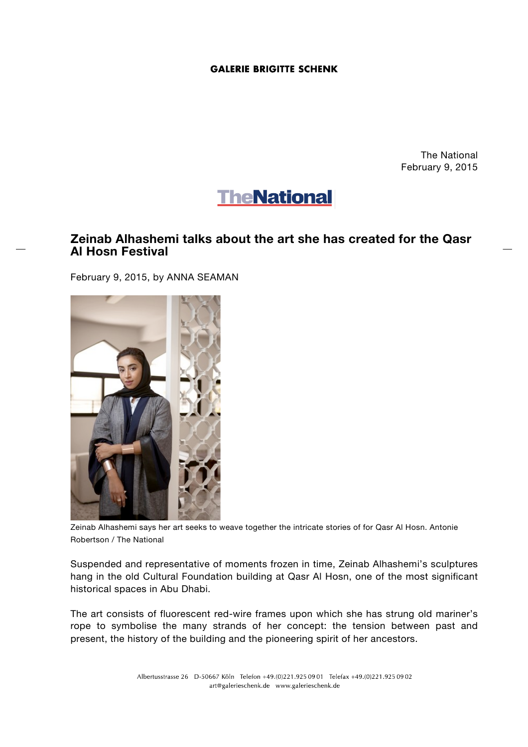GALERIE BRIGITTE SCHENK

The National
February 9, 2015

TheNational

## Zeinab Alhashemi talks about the art she has created for the Qasr Al Hosn Festival

February 9, 2015, by ANNA SEAMAN

Zeinab Alhashemi says her art seeks to weave together the intricate stories of for Qasr Al Hosn. Antonie Robertson / The National

Suspended and representative of moments frozen in time, Zeinab Alhashemi's sculptures hang in the old Cultural Foundation building at Qasr Al Hosn, one of the most significant historical spaces in Abu Dhabi.

The art consists of fluorescent red-wire frames upon which she has strung old mariner's rope to symbolise the many strands of her concept: the tension between past and present, the history of the building and the pioneering spirit of her ancestors.

Albertusstrasse 26 D-50667 Köln Telefon +49.(0)221.925 09 01 Telefax +49.(0)221.925 09 02
art@galerieschenk.de www.galerieschenk.de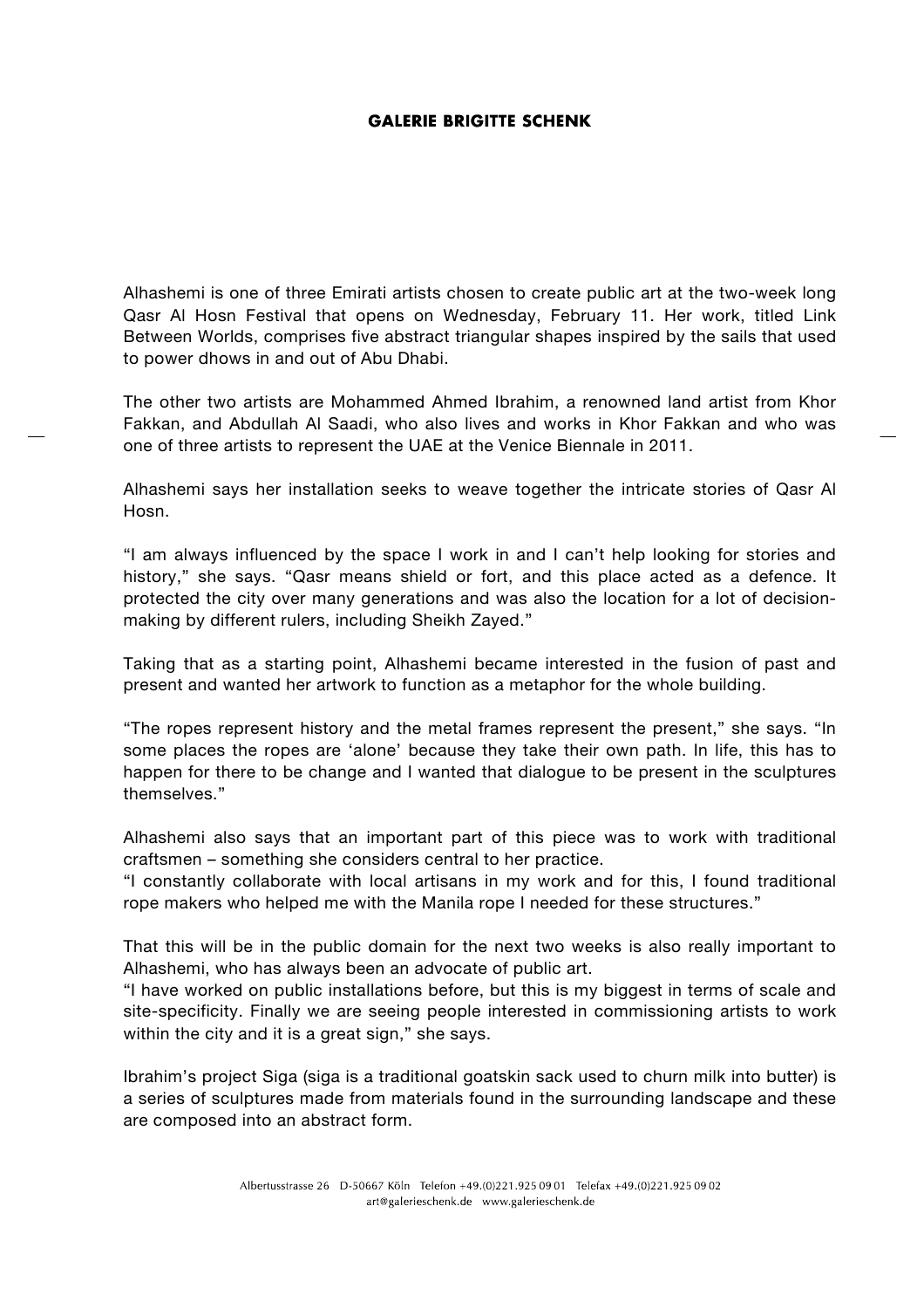Alhashemi is one of three Emirati artists chosen to create public art at the two-week long Qasr Al Hosn Festival that opens on Wednesday, February 11. Her work, titled Link Between Worlds, comprises five abstract triangular shapes inspired by the sails that used to power dhows in and out of Abu Dhabi.

The other two artists are Mohammed Ahmed Ibrahim, a renowned land artist from Khor Fakkan, and Abdullah Al Saadi, who also lives and works in Khor Fakkan and who was one of three artists to represent the UAE at the Venice Biennale in 2011.

Alhashemi says her installation seeks to weave together the intricate stories of Qasr Al Hosn.

"I am always influenced by the space I work in and I can't help looking for stories and history," she says. "Qasr means shield or fort, and this place acted as a defence. It protected the city over many generations and was also the location for a lot of decision-making by different rulers, including Sheikh Zayed."

Taking that as a starting point, Alhashemi became interested in the fusion of past and present and wanted her artwork to function as a metaphor for the whole building.

"The ropes represent history and the metal frames represent the present," she says. "In some places the ropes are 'alone' because they take their own path. In life, this has to happen for there to be change and I wanted that dialogue to be present in the sculptures themselves."

Alhashemi also says that an important part of this piece was to work with traditional craftsmen – something she considers central to her practice.
"I constantly collaborate with local artisans in my work and for this, I found traditional rope makers who helped me with the Manila rope I needed for these structures."

That this will be in the public domain for the next two weeks is also really important to Alhashemi, who has always been an advocate of public art.
"I have worked on public installations before, but this is my biggest in terms of scale and site-specificity. Finally we are seeing people interested in commissioning artists to work within the city and it is a great sign," she says.

Ibrahim's project Siga (siga is a traditional goatskin sack used to churn milk into butter) is a series of sculptures made from materials found in the surrounding landscape and these are composed into an abstract form.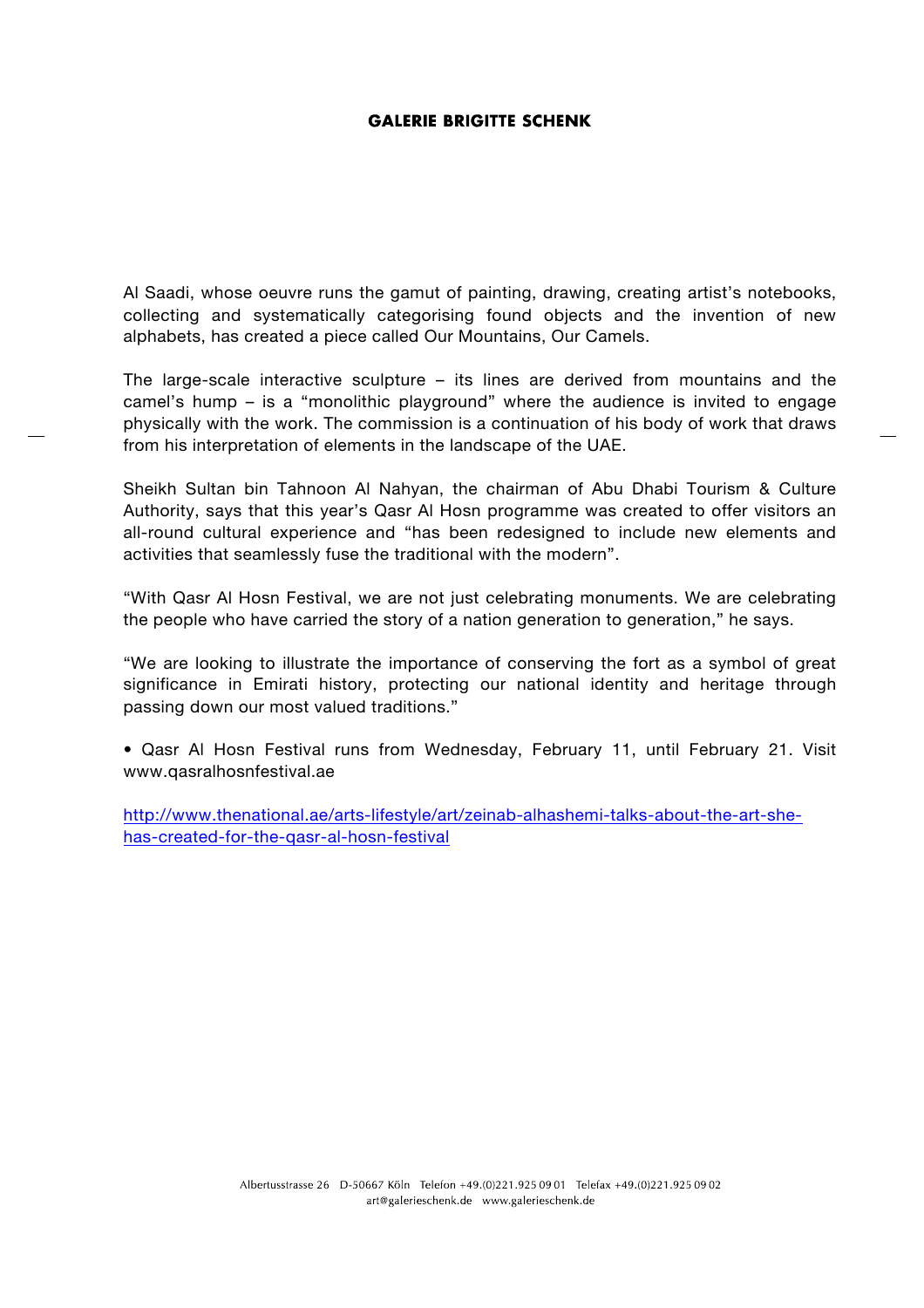Al Saadi, whose oeuvre runs the gamut of painting, drawing, creating artist's notebooks, collecting and systematically categorising found objects and the invention of new alphabets, has created a piece called Our Mountains, Our Camels.

The large-scale interactive sculpture – its lines are derived from mountains and the camel's hump – is a "monolithic playground" where the audience is invited to engage physically with the work. The commission is a continuation of his body of work that draws from his interpretation of elements in the landscape of the UAE.

Sheikh Sultan bin Tahnoon Al Nahyan, the chairman of Abu Dhabi Tourism & Culture Authority, says that this year's Qasr Al Hosn programme was created to offer visitors an all-round cultural experience and "has been redesigned to include new elements and activities that seamlessly fuse the traditional with the modern".

"With Qasr Al Hosn Festival, we are not just celebrating monuments. We are celebrating the people who have carried the story of a nation generation to generation," he says.

"We are looking to illustrate the importance of conserving the fort as a symbol of great significance in Emirati history, protecting our national identity and heritage through passing down our most valued traditions."

• Qasr Al Hosn Festival runs from Wednesday, February 11, until February 21. Visit www.qasralhosnfestival.ae

http://www.thenational.ae/arts-lifestyle/art/zeinab-alhashemi-talks-about-the-art-she-has-created-for-the-qasr-al-hosn-festival